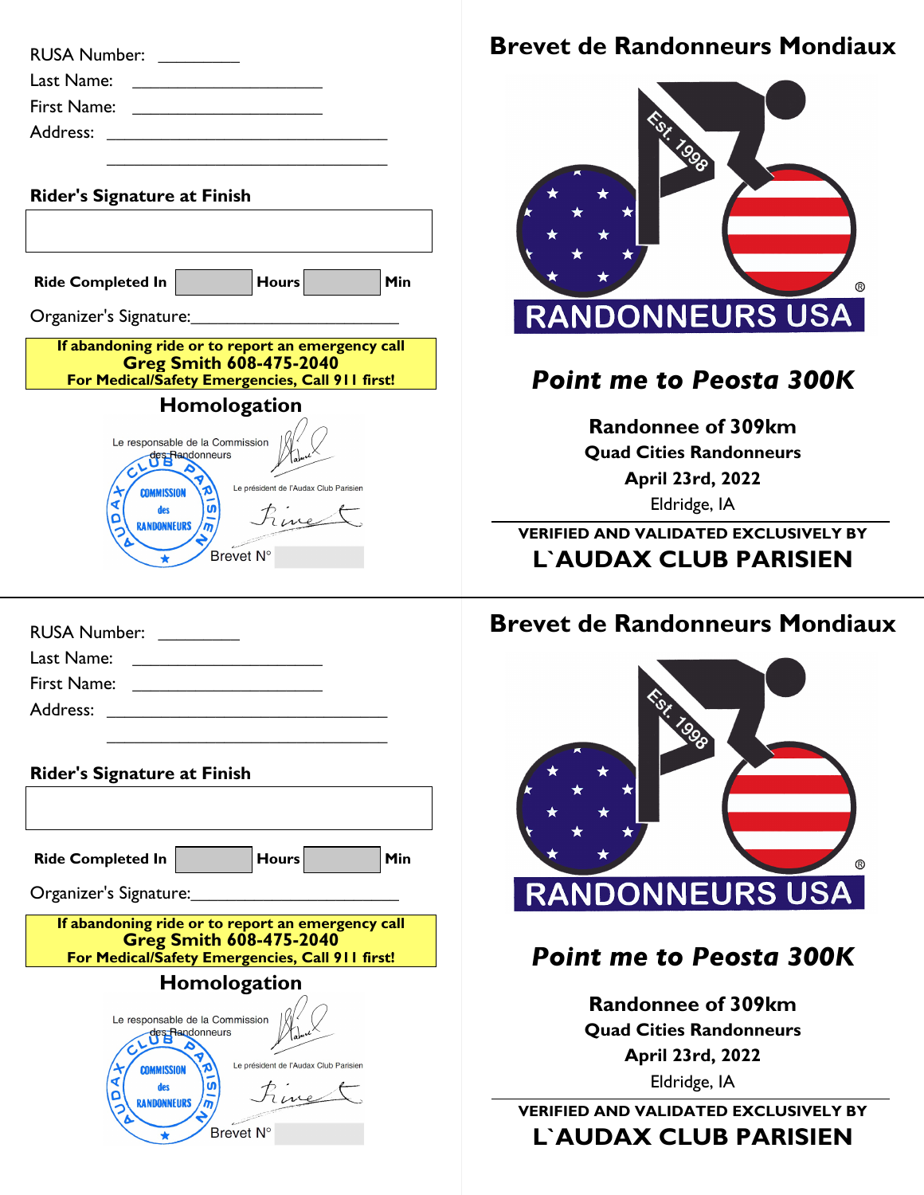RUSA Number: _________

Last Name: ____________________

First Name: ____________________

Address: ________________________________

________________________________

**Rider's Signature at Finish**

| |
|---|
| |

**Ride Completed In** ______ **Hours** ______ **Min**

Organizer's Signature:______________________

**If abandoning ride or to report an emergency call**
**Greg Smith 608-475-2040**
**For Medical/Safety Emergencies, Call 911 first!**

## Homologation

Le responsable de la Commission des Randonneurs

AUDAX CLUB PARISIEN — COMMISSION des RANDONNEURS

Le président de l'Audax Club Parisien

Brevet N° ______

# Brevet de Randonneurs Mondiaux

Est. 1998

RANDONNEURS USA ®

## *Point me to Peosta 300K*

**Randonnee of 309km**

**Quad Cities Randonneurs**

**April 23rd, 2022**

Eldridge, IA

**VERIFIED AND VALIDATED EXCLUSIVELY BY**

**L`AUDAX CLUB PARISIEN**

---

RUSA Number: _________

Last Name: ____________________

First Name: ____________________

Address: ________________________________

________________________________

**Rider's Signature at Finish**

| |
|---|
| |

**Ride Completed In** ______ **Hours** ______ **Min**

Organizer's Signature:______________________

**If abandoning ride or to report an emergency call**
**Greg Smith 608-475-2040**
**For Medical/Safety Emergencies, Call 911 first!**

## Homologation

Le responsable de la Commission des Randonneurs

AUDAX CLUB PARISIEN — COMMISSION des RANDONNEURS

Le président de l'Audax Club Parisien

Brevet N° ______

# Brevet de Randonneurs Mondiaux

Est. 1998

RANDONNEURS USA ®

## *Point me to Peosta 300K*

**Randonnee of 309km**

**Quad Cities Randonneurs**

**April 23rd, 2022**

Eldridge, IA

**VERIFIED AND VALIDATED EXCLUSIVELY BY**

**L`AUDAX CLUB PARISIEN**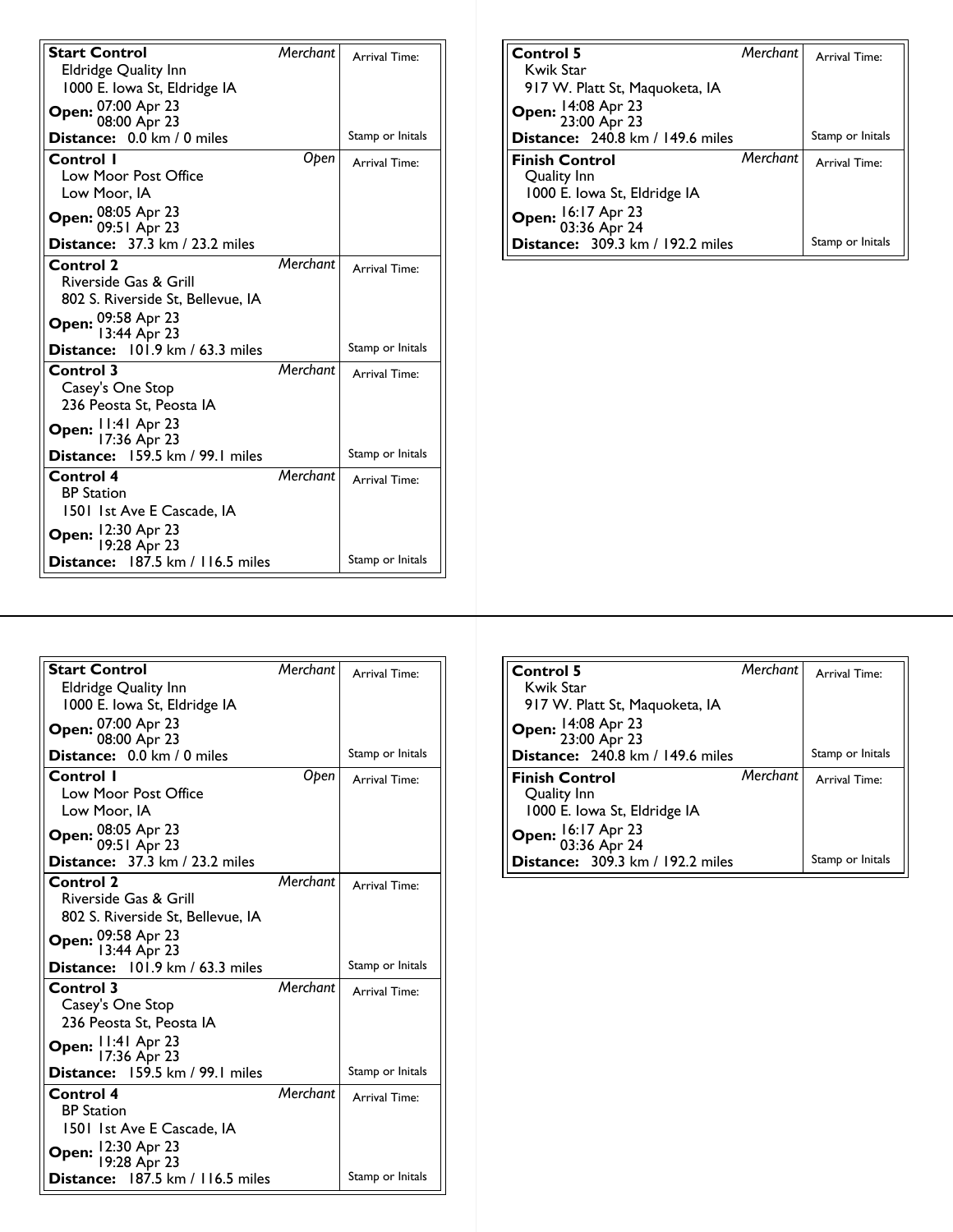| | | |
|---|---|---|
| **Start Control**<br>Eldridge Quality Inn<br>1000 E. Iowa St, Eldridge IA<br>**Open:** 07:00 Apr 23<br>08:00 Apr 23<br>**Distance:** 0.0 km / 0 miles | *Merchant* | Arrival Time:<br><br>Stamp or Initals |
| **Control 1**<br>Low Moor Post Office<br>Low Moor, IA<br>**Open:** 08:05 Apr 23<br>09:51 Apr 23<br>**Distance:** 37.3 km / 23.2 miles | *Open* | Arrival Time: |
| **Control 2**<br>Riverside Gas & Grill<br>802 S. Riverside St, Bellevue, IA<br>**Open:** 09:58 Apr 23<br>13:44 Apr 23<br>**Distance:** 101.9 km / 63.3 miles | *Merchant* | Arrival Time:<br><br>Stamp or Initals |
| **Control 3**<br>Casey's One Stop<br>236 Peosta St, Peosta IA<br>**Open:** 11:41 Apr 23<br>17:36 Apr 23<br>**Distance:** 159.5 km / 99.1 miles | *Merchant* | Arrival Time:<br><br>Stamp or Initals |
| **Control 4**<br>BP Station<br>1501 1st Ave E Cascade, IA<br>**Open:** 12:30 Apr 23<br>19:28 Apr 23<br>**Distance:** 187.5 km / 116.5 miles | *Merchant* | Arrival Time:<br><br>Stamp or Initals |

| | | |
|---|---|---|
| **Control 5**<br>Kwik Star<br>917 W. Platt St, Maquoketa, IA<br>**Open:** 14:08 Apr 23<br>23:00 Apr 23<br>**Distance:** 240.8 km / 149.6 miles | *Merchant* | Arrival Time:<br><br>Stamp or Initals |
| **Finish Control**<br>Quality Inn<br>1000 E. Iowa St, Eldridge IA<br>**Open:** 16:17 Apr 23<br>03:36 Apr 24<br>**Distance:** 309.3 km / 192.2 miles | *Merchant* | Arrival Time:<br><br>Stamp or Initals |

| | | |
|---|---|---|
| **Start Control**<br>Eldridge Quality Inn<br>1000 E. Iowa St, Eldridge IA<br>**Open:** 07:00 Apr 23<br>08:00 Apr 23<br>**Distance:** 0.0 km / 0 miles | *Merchant* | Arrival Time:<br><br>Stamp or Initals |
| **Control 1**<br>Low Moor Post Office<br>Low Moor, IA<br>**Open:** 08:05 Apr 23<br>09:51 Apr 23<br>**Distance:** 37.3 km / 23.2 miles | *Open* | Arrival Time: |
| **Control 2**<br>Riverside Gas & Grill<br>802 S. Riverside St, Bellevue, IA<br>**Open:** 09:58 Apr 23<br>13:44 Apr 23<br>**Distance:** 101.9 km / 63.3 miles | *Merchant* | Arrival Time:<br><br>Stamp or Initals |
| **Control 3**<br>Casey's One Stop<br>236 Peosta St, Peosta IA<br>**Open:** 11:41 Apr 23<br>17:36 Apr 23<br>**Distance:** 159.5 km / 99.1 miles | *Merchant* | Arrival Time:<br><br>Stamp or Initals |
| **Control 4**<br>BP Station<br>1501 1st Ave E Cascade, IA<br>**Open:** 12:30 Apr 23<br>19:28 Apr 23<br>**Distance:** 187.5 km / 116.5 miles | *Merchant* | Arrival Time:<br><br>Stamp or Initals |

| | | |
|---|---|---|
| **Control 5**<br>Kwik Star<br>917 W. Platt St, Maquoketa, IA<br>**Open:** 14:08 Apr 23<br>23:00 Apr 23<br>**Distance:** 240.8 km / 149.6 miles | *Merchant* | Arrival Time:<br><br>Stamp or Initals |
| **Finish Control**<br>Quality Inn<br>1000 E. Iowa St, Eldridge IA<br>**Open:** 16:17 Apr 23<br>03:36 Apr 24<br>**Distance:** 309.3 km / 192.2 miles | *Merchant* | Arrival Time:<br><br>Stamp or Initals |